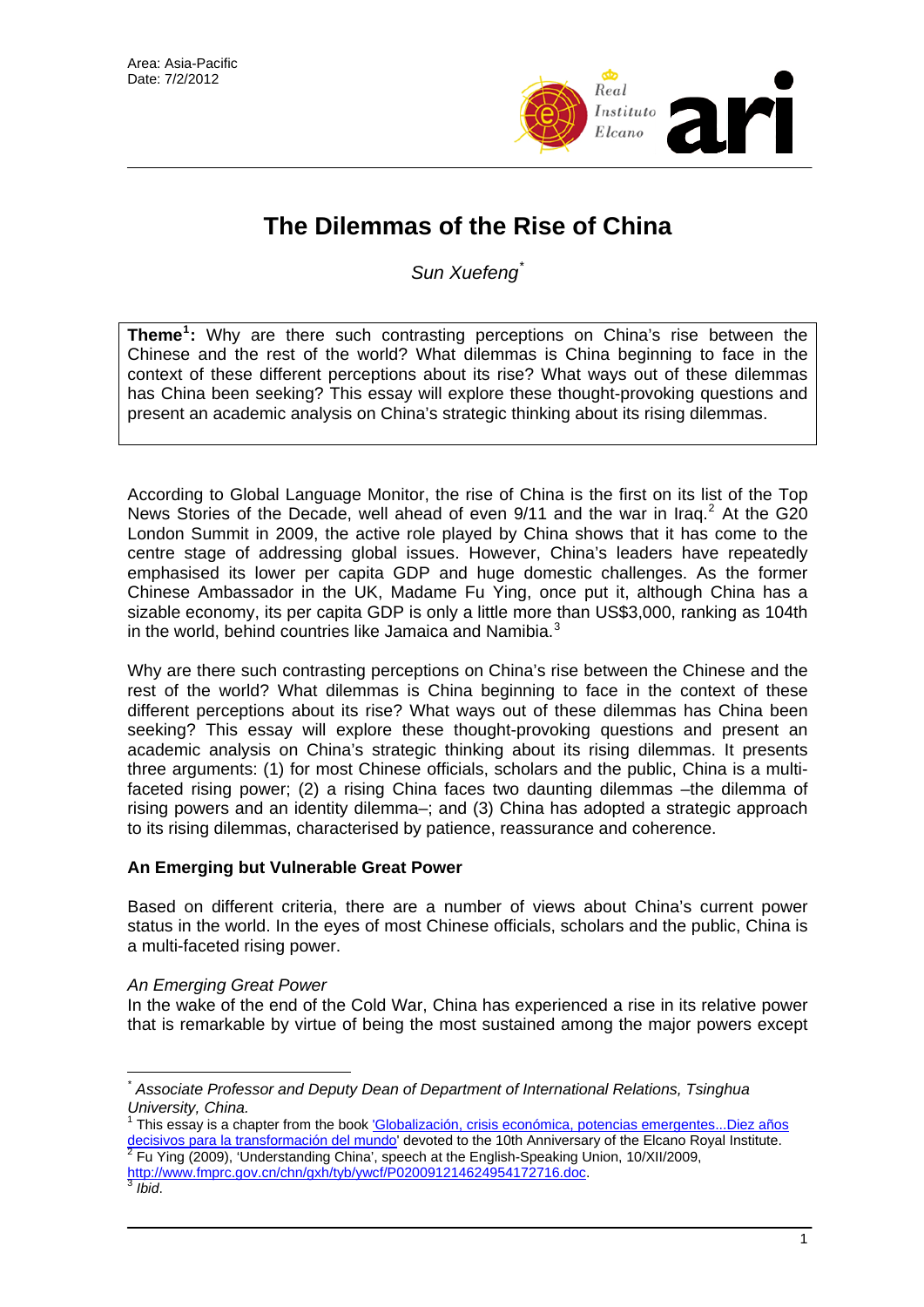Area: Asia-Pacific
Date: 7/2/2012

# The Dilemmas of the Rise of China

*Sun Xuefeng*[*]

**Theme[1]:** Why are there such contrasting perceptions on China's rise between the Chinese and the rest of the world? What dilemmas is China beginning to face in the context of these different perceptions about its rise? What ways out of these dilemmas has China been seeking? This essay will explore these thought-provoking questions and present an academic analysis on China's strategic thinking about its rising dilemmas.

According to Global Language Monitor, the rise of China is the first on its list of the Top News Stories of the Decade, well ahead of even 9/11 and the war in Iraq.[2] At the G20 London Summit in 2009, the active role played by China shows that it has come to the centre stage of addressing global issues. However, China's leaders have repeatedly emphasised its lower per capita GDP and huge domestic challenges. As the former Chinese Ambassador in the UK, Madame Fu Ying, once put it, although China has a sizable economy, its per capita GDP is only a little more than US$3,000, ranking as 104th in the world, behind countries like Jamaica and Namibia.[3]

Why are there such contrasting perceptions on China's rise between the Chinese and the rest of the world? What dilemmas is China beginning to face in the context of these different perceptions about its rise? What ways out of these dilemmas has China been seeking? This essay will explore these thought-provoking questions and present an academic analysis on China's strategic thinking about its rising dilemmas. It presents three arguments: (1) for most Chinese officials, scholars and the public, China is a multi-faceted rising power; (2) a rising China faces two daunting dilemmas –the dilemma of rising powers and an identity dilemma–; and (3) China has adopted a strategic approach to its rising dilemmas, characterised by patience, reassurance and coherence.

### An Emerging but Vulnerable Great Power

Based on different criteria, there are a number of views about China's current power status in the world. In the eyes of most Chinese officials, scholars and the public, China is a multi-faceted rising power.

*An Emerging Great Power*

In the wake of the end of the Cold War, China has experienced a rise in its relative power that is remarkable by virtue of being the most sustained among the major powers except

---

[*] *Associate Professor and Deputy Dean of Department of International Relations, Tsinghua University, China.*

[1] This essay is a chapter from the book 'Globalización, crisis económica, potencias emergentes...Diez años decisivos para la transformación del mundo' devoted to the 10th Anniversary of the Elcano Royal Institute.

[2] Fu Ying (2009), 'Understanding China', speech at the English-Speaking Union, 10/XII/2009, http://www.fmprc.gov.cn/chn/gxh/tyb/ywcf/P020091214624954172716.doc.

[3] *Ibid*.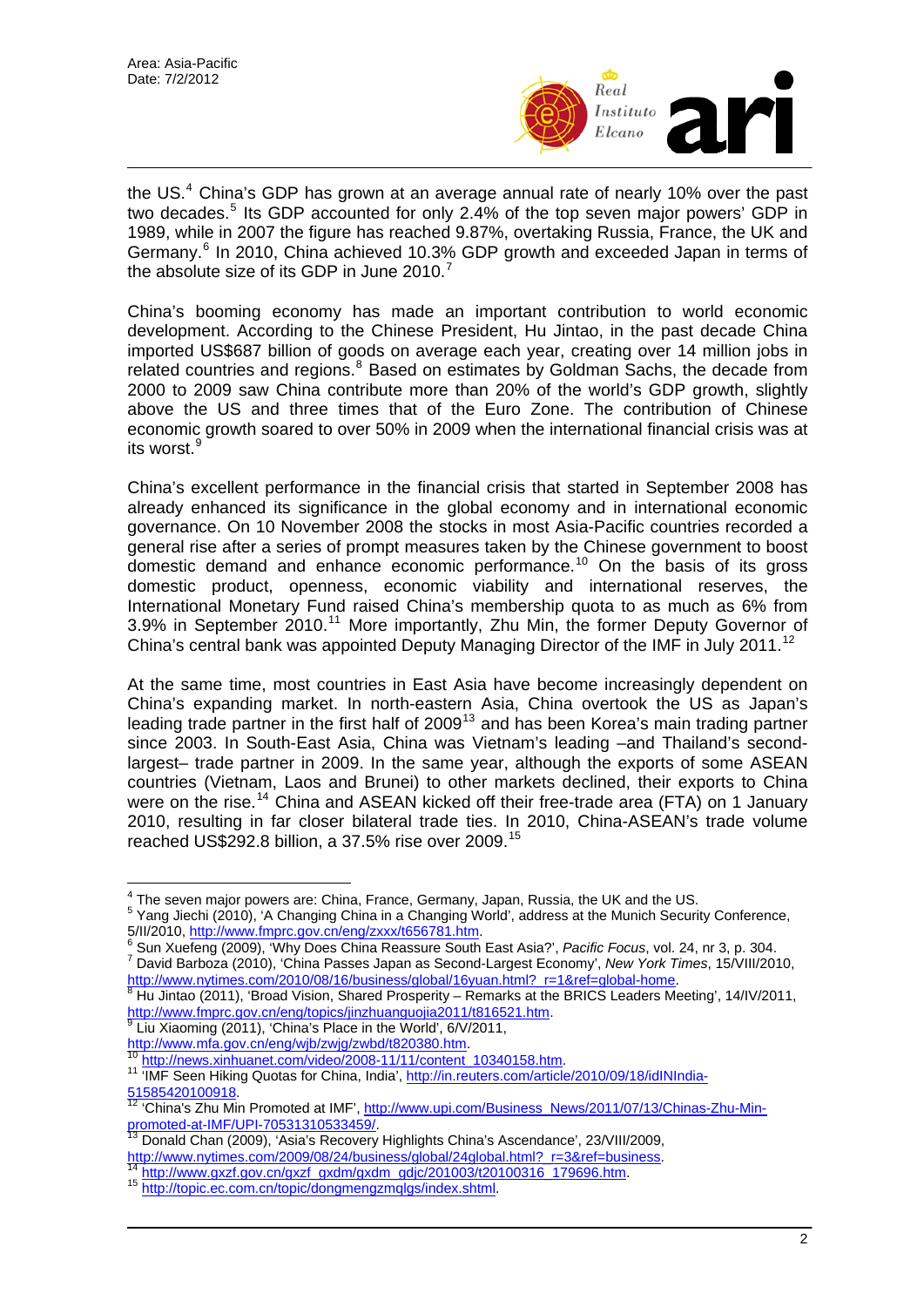the US.[4] China's GDP has grown at an average annual rate of nearly 10% over the past two decades.[5] Its GDP accounted for only 2.4% of the top seven major powers' GDP in 1989, while in 2007 the figure has reached 9.87%, overtaking Russia, France, the UK and Germany.[6] In 2010, China achieved 10.3% GDP growth and exceeded Japan in terms of the absolute size of its GDP in June 2010.[7]

China's booming economy has made an important contribution to world economic development. According to the Chinese President, Hu Jintao, in the past decade China imported US$687 billion of goods on average each year, creating over 14 million jobs in related countries and regions.[8] Based on estimates by Goldman Sachs, the decade from 2000 to 2009 saw China contribute more than 20% of the world's GDP growth, slightly above the US and three times that of the Euro Zone. The contribution of Chinese economic growth soared to over 50% in 2009 when the international financial crisis was at its worst.[9]

China's excellent performance in the financial crisis that started in September 2008 has already enhanced its significance in the global economy and in international economic governance. On 10 November 2008 the stocks in most Asia-Pacific countries recorded a general rise after a series of prompt measures taken by the Chinese government to boost domestic demand and enhance economic performance.[10] On the basis of its gross domestic product, openness, economic viability and international reserves, the International Monetary Fund raised China's membership quota to as much as 6% from 3.9% in September 2010.[11] More importantly, Zhu Min, the former Deputy Governor of China's central bank was appointed Deputy Managing Director of the IMF in July 2011.[12]

At the same time, most countries in East Asia have become increasingly dependent on China's expanding market. In north-eastern Asia, China overtook the US as Japan's leading trade partner in the first half of 2009[13] and has been Korea's main trading partner since 2003. In South-East Asia, China was Vietnam's leading –and Thailand's second-largest– trade partner in 2009. In the same year, although the exports of some ASEAN countries (Vietnam, Laos and Brunei) to other markets declined, their exports to China were on the rise.[14] China and ASEAN kicked off their free-trade area (FTA) on 1 January 2010, resulting in far closer bilateral trade ties. In 2010, China-ASEAN's trade volume reached US$292.8 billion, a 37.5% rise over 2009.[15]

---

[4] The seven major powers are: China, France, Germany, Japan, Russia, the UK and the US.

[5] Yang Jiechi (2010), 'A Changing China in a Changing World', address at the Munich Security Conference, 5/II/2010, http://www.fmprc.gov.cn/eng/zxxx/t656781.htm.

[6] Sun Xuefeng (2009), 'Why Does China Reassure South East Asia?', *Pacific Focus*, vol. 24, nr 3, p. 304.

[7] David Barboza (2010), 'China Passes Japan as Second-Largest Economy', *New York Times*, 15/VIII/2010, http://www.nytimes.com/2010/08/16/business/global/16yuan.html?_r=1&ref=global-home.

[8] Hu Jintao (2011), 'Broad Vision, Shared Prosperity – Remarks at the BRICS Leaders Meeting', 14/IV/2011, http://www.fmprc.gov.cn/eng/topics/jinzhuanguojia2011/t816521.htm.

[9] Liu Xiaoming (2011), 'China's Place in the World', 6/V/2011, http://www.mfa.gov.cn/eng/wjb/zwjg/zwbd/t820380.htm.

[10] http://news.xinhuanet.com/video/2008-11/11/content_10340158.htm.

[11] 'IMF Seen Hiking Quotas for China, India', http://in.reuters.com/article/2010/09/18/idINIndia-51585420100918.

[12] 'China's Zhu Min Promoted at IMF', http://www.upi.com/Business_News/2011/07/13/Chinas-Zhu-Min-promoted-at-IMF/UPI-70531310533459/.

[13] Donald Chan (2009), 'Asia's Recovery Highlights China's Ascendance', 23/VIII/2009, http://www.nytimes.com/2009/08/24/business/global/24global.html?_r=3&ref=business.

[14] http://www.gxzf.gov.cn/gxzf_gxdm/gxdm_gdjc/201003/t20100316_179696.htm.

[15] http://topic.ec.com.cn/topic/dongmengzmqlgs/index.shtml.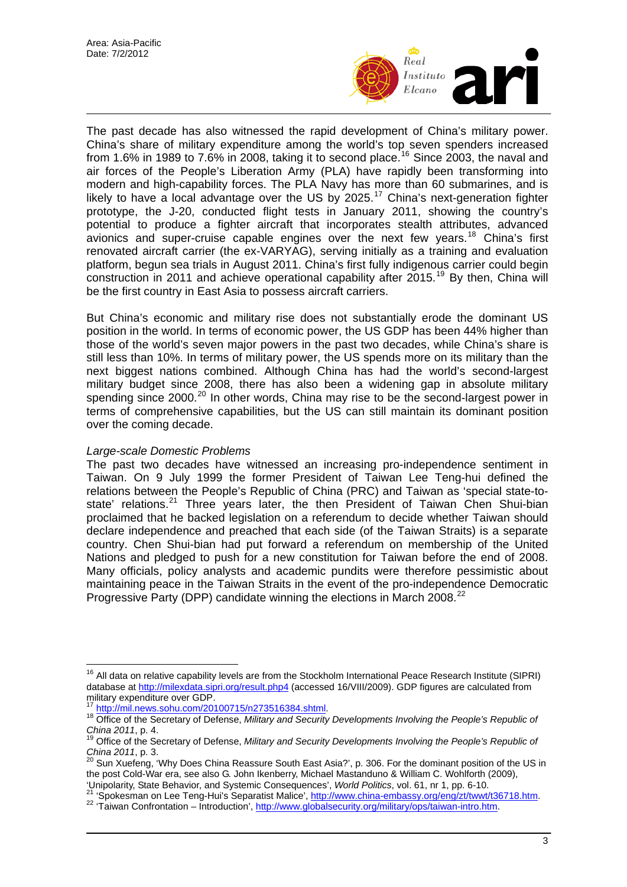The past decade has also witnessed the rapid development of China's military power. China's share of military expenditure among the world's top seven spenders increased from 1.6% in 1989 to 7.6% in 2008, taking it to second place.[16] Since 2003, the naval and air forces of the People's Liberation Army (PLA) have rapidly been transforming into modern and high-capability forces. The PLA Navy has more than 60 submarines, and is likely to have a local advantage over the US by 2025.[17] China's next-generation fighter prototype, the J-20, conducted flight tests in January 2011, showing the country's potential to produce a fighter aircraft that incorporates stealth attributes, advanced avionics and super-cruise capable engines over the next few years.[18] China's first renovated aircraft carrier (the ex-VARYAG), serving initially as a training and evaluation platform, begun sea trials in August 2011. China's first fully indigenous carrier could begin construction in 2011 and achieve operational capability after 2015.[19] By then, China will be the first country in East Asia to possess aircraft carriers.

But China's economic and military rise does not substantially erode the dominant US position in the world. In terms of economic power, the US GDP has been 44% higher than those of the world's seven major powers in the past two decades, while China's share is still less than 10%. In terms of military power, the US spends more on its military than the next biggest nations combined. Although China has had the world's second-largest military budget since 2008, there has also been a widening gap in absolute military spending since 2000.[20] In other words, China may rise to be the second-largest power in terms of comprehensive capabilities, but the US can still maintain its dominant position over the coming decade.

*Large-scale Domestic Problems*

The past two decades have witnessed an increasing pro-independence sentiment in Taiwan. On 9 July 1999 the former President of Taiwan Lee Teng-hui defined the relations between the People's Republic of China (PRC) and Taiwan as 'special state-to-state' relations.[21] Three years later, the then President of Taiwan Chen Shui-bian proclaimed that he backed legislation on a referendum to decide whether Taiwan should declare independence and preached that each side (of the Taiwan Straits) is a separate country. Chen Shui-bian had put forward a referendum on membership of the United Nations and pledged to push for a new constitution for Taiwan before the end of 2008. Many officials, policy analysts and academic pundits were therefore pessimistic about maintaining peace in the Taiwan Straits in the event of the pro-independence Democratic Progressive Party (DPP) candidate winning the elections in March 2008.[22]

---

[16] All data on relative capability levels are from the Stockholm International Peace Research Institute (SIPRI) database at http://milexdata.sipri.org/result.php4 (accessed 16/VIII/2009). GDP figures are calculated from military expenditure over GDP.

[17] http://mil.news.sohu.com/20100715/n273516384.shtml.

[18] Office of the Secretary of Defense, *Military and Security Developments Involving the People's Republic of China 2011*, p. 4.

[19] Office of the Secretary of Defense, *Military and Security Developments Involving the People's Republic of China 2011*, p. 3.

[20] Sun Xuefeng, 'Why Does China Reassure South East Asia?', p. 306. For the dominant position of the US in the post Cold-War era, see also G. John Ikenberry, Michael Mastanduno & William C. Wohlforth (2009), 'Unipolarity, State Behavior, and Systemic Consequences', *World Politics*, vol. 61, nr 1, pp. 6-10.

[21] 'Spokesman on Lee Teng-Hui's Separatist Malice', http://www.china-embassy.org/eng/zt/twwt/t36718.htm.

[22] 'Taiwan Confrontation – Introduction', http://www.globalsecurity.org/military/ops/taiwan-intro.htm.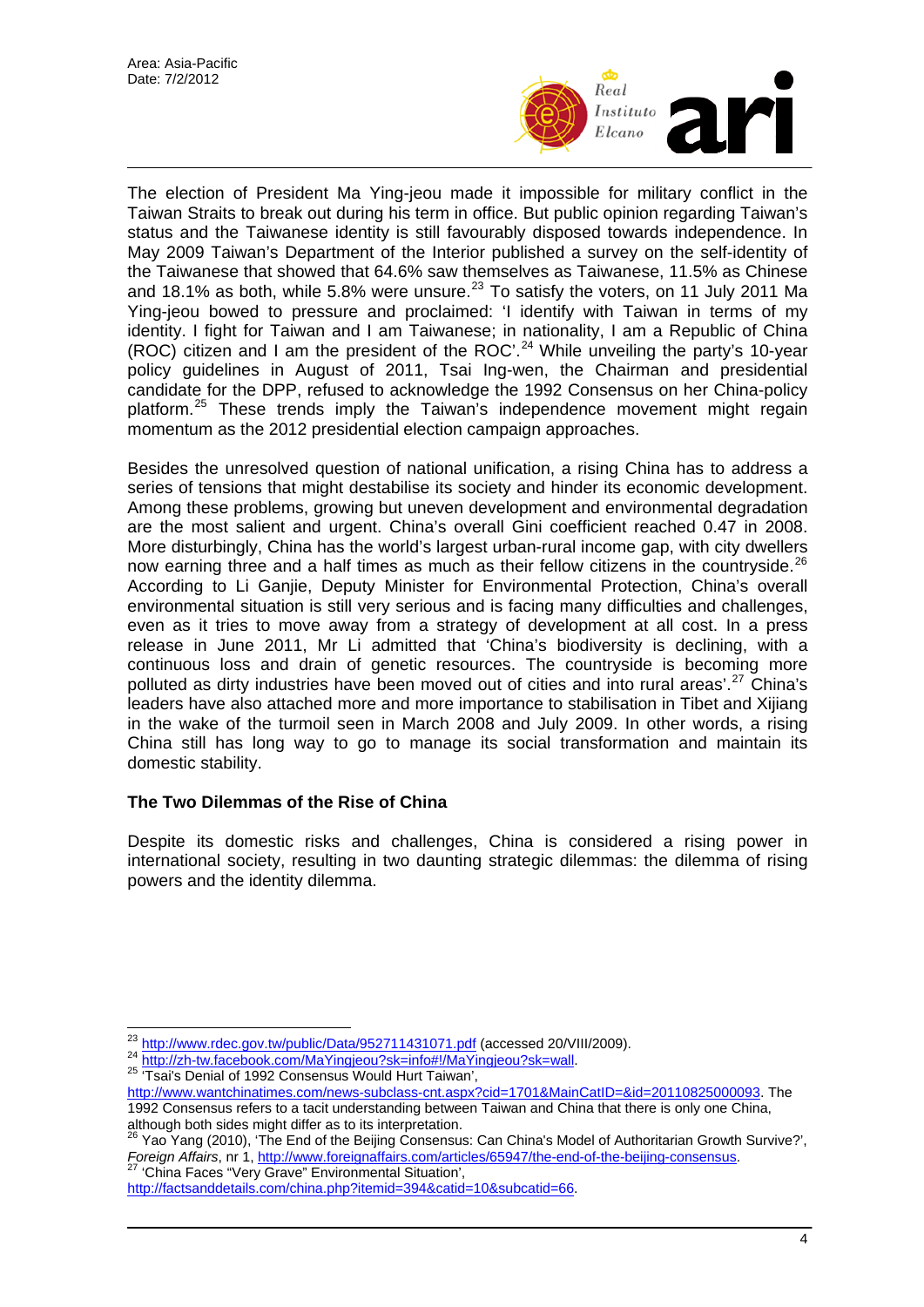The election of President Ma Ying-jeou made it impossible for military conflict in the Taiwan Straits to break out during his term in office. But public opinion regarding Taiwan's status and the Taiwanese identity is still favourably disposed towards independence. In May 2009 Taiwan's Department of the Interior published a survey on the self-identity of the Taiwanese that showed that 64.6% saw themselves as Taiwanese, 11.5% as Chinese and 18.1% as both, while 5.8% were unsure.[23] To satisfy the voters, on 11 July 2011 Ma Ying-jeou bowed to pressure and proclaimed: 'I identify with Taiwan in terms of my identity. I fight for Taiwan and I am Taiwanese; in nationality, I am a Republic of China (ROC) citizen and I am the president of the ROC'.[24] While unveiling the party's 10-year policy guidelines in August of 2011, Tsai Ing-wen, the Chairman and presidential candidate for the DPP, refused to acknowledge the 1992 Consensus on her China-policy platform.[25] These trends imply the Taiwan's independence movement might regain momentum as the 2012 presidential election campaign approaches.

Besides the unresolved question of national unification, a rising China has to address a series of tensions that might destabilise its society and hinder its economic development. Among these problems, growing but uneven development and environmental degradation are the most salient and urgent. China's overall Gini coefficient reached 0.47 in 2008. More disturbingly, China has the world's largest urban-rural income gap, with city dwellers now earning three and a half times as much as their fellow citizens in the countryside.[26] According to Li Ganjie, Deputy Minister for Environmental Protection, China's overall environmental situation is still very serious and is facing many difficulties and challenges, even as it tries to move away from a strategy of development at all cost. In a press release in June 2011, Mr Li admitted that 'China's biodiversity is declining, with a continuous loss and drain of genetic resources. The countryside is becoming more polluted as dirty industries have been moved out of cities and into rural areas'.[27] China's leaders have also attached more and more importance to stabilisation in Tibet and Xijiang in the wake of the turmoil seen in March 2008 and July 2009. In other words, a rising China still has long way to go to manage its social transformation and maintain its domestic stability.

### The Two Dilemmas of the Rise of China

Despite its domestic risks and challenges, China is considered a rising power in international society, resulting in two daunting strategic dilemmas: the dilemma of rising powers and the identity dilemma.

---

[23] http://www.rdec.gov.tw/public/Data/952711431071.pdf (accessed 20/VIII/2009).

[24] http://zh-tw.facebook.com/MaYingjeou?sk=info#!/MaYingjeou?sk=wall.

[25] 'Tsai's Denial of 1992 Consensus Would Hurt Taiwan', http://www.wantchinatimes.com/news-subclass-cnt.aspx?cid=1701&MainCatID=&id=20110825000093. The 1992 Consensus refers to a tacit understanding between Taiwan and China that there is only one China, although both sides might differ as to its interpretation.

[26] Yao Yang (2010), 'The End of the Beijing Consensus: Can China's Model of Authoritarian Growth Survive?', *Foreign Affairs*, nr 1, http://www.foreignaffairs.com/articles/65947/the-end-of-the-beijing-consensus.

[27] 'China Faces "Very Grave" Environmental Situation', http://factsanddetails.com/china.php?itemid=394&catid=10&subcatid=66.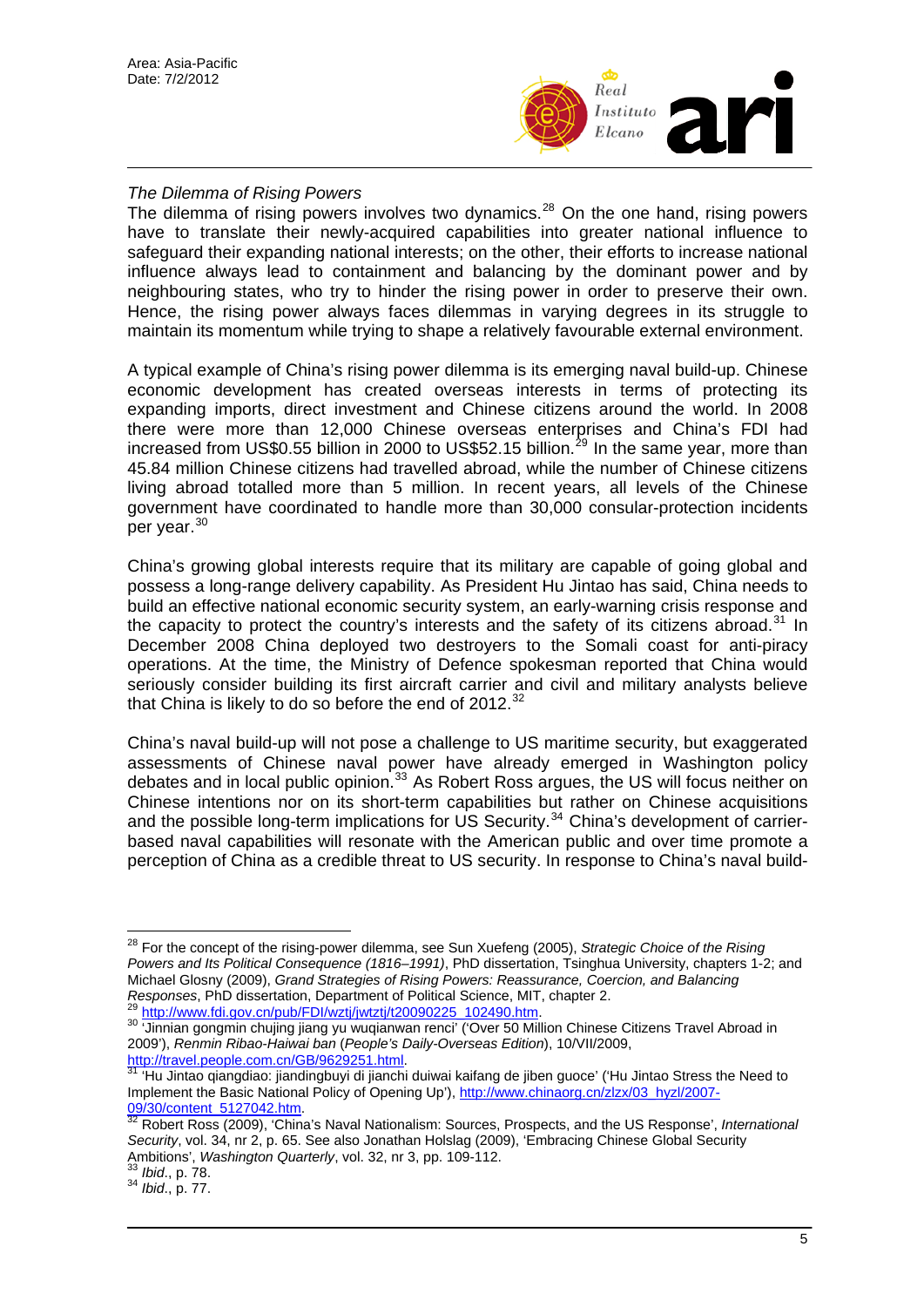*The Dilemma of Rising Powers*

The dilemma of rising powers involves two dynamics.[28] On the one hand, rising powers have to translate their newly-acquired capabilities into greater national influence to safeguard their expanding national interests; on the other, their efforts to increase national influence always lead to containment and balancing by the dominant power and by neighbouring states, who try to hinder the rising power in order to preserve their own. Hence, the rising power always faces dilemmas in varying degrees in its struggle to maintain its momentum while trying to shape a relatively favourable external environment.

A typical example of China's rising power dilemma is its emerging naval build-up. Chinese economic development has created overseas interests in terms of protecting its expanding imports, direct investment and Chinese citizens around the world. In 2008 there were more than 12,000 Chinese overseas enterprises and China's FDI had increased from US$0.55 billion in 2000 to US$52.15 billion.[29] In the same year, more than 45.84 million Chinese citizens had travelled abroad, while the number of Chinese citizens living abroad totalled more than 5 million. In recent years, all levels of the Chinese government have coordinated to handle more than 30,000 consular-protection incidents per year.[30]

China's growing global interests require that its military are capable of going global and possess a long-range delivery capability. As President Hu Jintao has said, China needs to build an effective national economic security system, an early-warning crisis response and the capacity to protect the country's interests and the safety of its citizens abroad.[31] In December 2008 China deployed two destroyers to the Somali coast for anti-piracy operations. At the time, the Ministry of Defence spokesman reported that China would seriously consider building its first aircraft carrier and civil and military analysts believe that China is likely to do so before the end of 2012.[32]

China's naval build-up will not pose a challenge to US maritime security, but exaggerated assessments of Chinese naval power have already emerged in Washington policy debates and in local public opinion.[33] As Robert Ross argues, the US will focus neither on Chinese intentions nor on its short-term capabilities but rather on Chinese acquisitions and the possible long-term implications for US Security.[34] China's development of carrier-based naval capabilities will resonate with the American public and over time promote a perception of China as a credible threat to US security. In response to China's naval build-

---

[28] For the concept of the rising-power dilemma, see Sun Xuefeng (2005), *Strategic Choice of the Rising Powers and Its Political Consequence (1816–1991)*, PhD dissertation, Tsinghua University, chapters 1-2; and Michael Glosny (2009), *Grand Strategies of Rising Powers: Reassurance, Coercion, and Balancing Responses*, PhD dissertation, Department of Political Science, MIT, chapter 2.

[29] http://www.fdi.gov.cn/pub/FDI/wztj/jwtztj/t20090225_102490.htm.

[30] 'Jinnian gongmin chujing jiang yu wuqianwan renci' ('Over 50 Million Chinese Citizens Travel Abroad in 2009'), *Renmin Ribao-Haiwai ban* (*People's Daily-Overseas Edition*), 10/VII/2009, http://travel.people.com.cn/GB/9629251.html.

[31] 'Hu Jintao qiangdiao: jiandingbuyi di jianchi duiwai kaifang de jiben guoce' ('Hu Jintao Stress the Need to Implement the Basic National Policy of Opening Up'), http://www.chinaorg.cn/zlzx/03_hyzl/2007-09/30/content_5127042.htm.

[32] Robert Ross (2009), 'China's Naval Nationalism: Sources, Prospects, and the US Response', *International Security*, vol. 34, nr 2, p. 65. See also Jonathan Holslag (2009), 'Embracing Chinese Global Security Ambitions', *Washington Quarterly*, vol. 32, nr 3, pp. 109-112.

[33] *Ibid*., p. 78.

[34] *Ibid*., p. 77.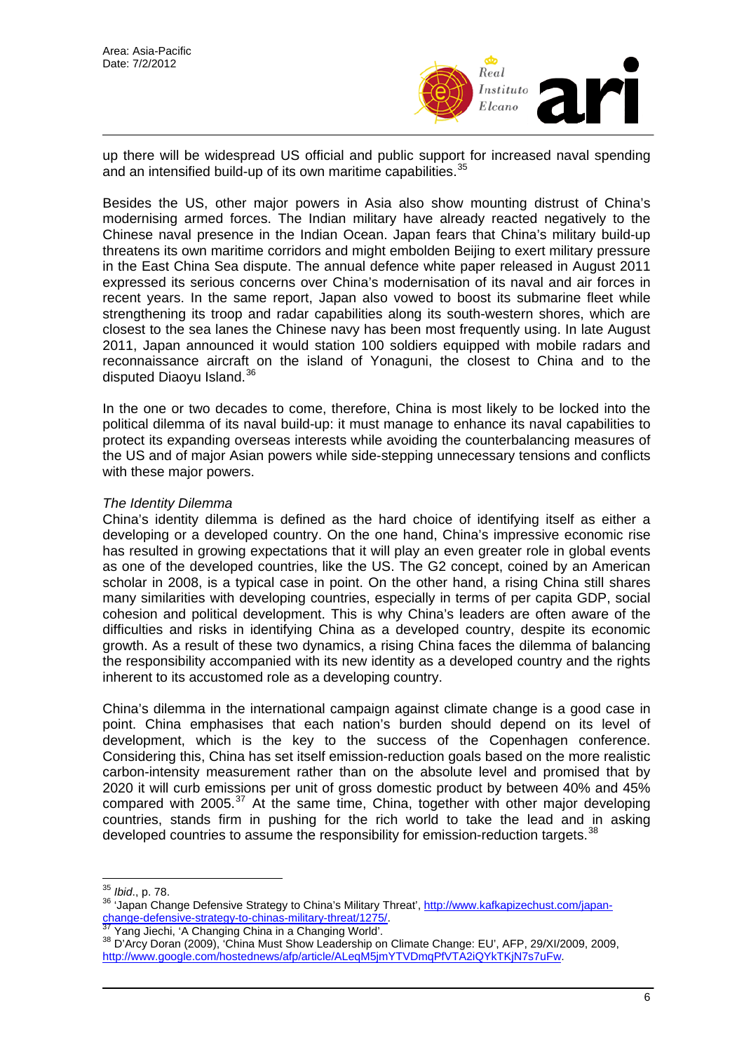up there will be widespread US official and public support for increased naval spending and an intensified build-up of its own maritime capabilities.[35]

Besides the US, other major powers in Asia also show mounting distrust of China's modernising armed forces. The Indian military have already reacted negatively to the Chinese naval presence in the Indian Ocean. Japan fears that China's military build-up threatens its own maritime corridors and might embolden Beijing to exert military pressure in the East China Sea dispute. The annual defence white paper released in August 2011 expressed its serious concerns over China's modernisation of its naval and air forces in recent years. In the same report, Japan also vowed to boost its submarine fleet while strengthening its troop and radar capabilities along its south-western shores, which are closest to the sea lanes the Chinese navy has been most frequently using. In late August 2011, Japan announced it would station 100 soldiers equipped with mobile radars and reconnaissance aircraft on the island of Yonaguni, the closest to China and to the disputed Diaoyu Island.[36]

In the one or two decades to come, therefore, China is most likely to be locked into the political dilemma of its naval build-up: it must manage to enhance its naval capabilities to protect its expanding overseas interests while avoiding the counterbalancing measures of the US and of major Asian powers while side-stepping unnecessary tensions and conflicts with these major powers.

*The Identity Dilemma*

China's identity dilemma is defined as the hard choice of identifying itself as either a developing or a developed country. On the one hand, China's impressive economic rise has resulted in growing expectations that it will play an even greater role in global events as one of the developed countries, like the US. The G2 concept, coined by an American scholar in 2008, is a typical case in point. On the other hand, a rising China still shares many similarities with developing countries, especially in terms of per capita GDP, social cohesion and political development. This is why China's leaders are often aware of the difficulties and risks in identifying China as a developed country, despite its economic growth. As a result of these two dynamics, a rising China faces the dilemma of balancing the responsibility accompanied with its new identity as a developed country and the rights inherent to its accustomed role as a developing country.

China's dilemma in the international campaign against climate change is a good case in point. China emphasises that each nation's burden should depend on its level of development, which is the key to the success of the Copenhagen conference. Considering this, China has set itself emission-reduction goals based on the more realistic carbon-intensity measurement rather than on the absolute level and promised that by 2020 it will curb emissions per unit of gross domestic product by between 40% and 45% compared with 2005.[37] At the same time, China, together with other major developing countries, stands firm in pushing for the rich world to take the lead and in asking developed countries to assume the responsibility for emission-reduction targets.[38]

---

[35] *Ibid*., p. 78.

[36] 'Japan Change Defensive Strategy to China's Military Threat', http://www.kafkapizechust.com/japan-change-defensive-strategy-to-chinas-military-threat/1275/.

[37] Yang Jiechi, 'A Changing China in a Changing World'.

[38] D'Arcy Doran (2009), 'China Must Show Leadership on Climate Change: EU', AFP, 29/XI/2009, 2009, http://www.google.com/hostednews/afp/article/ALeqM5jmYTVDmqPfVTA2iQYkTKjN7s7uFw.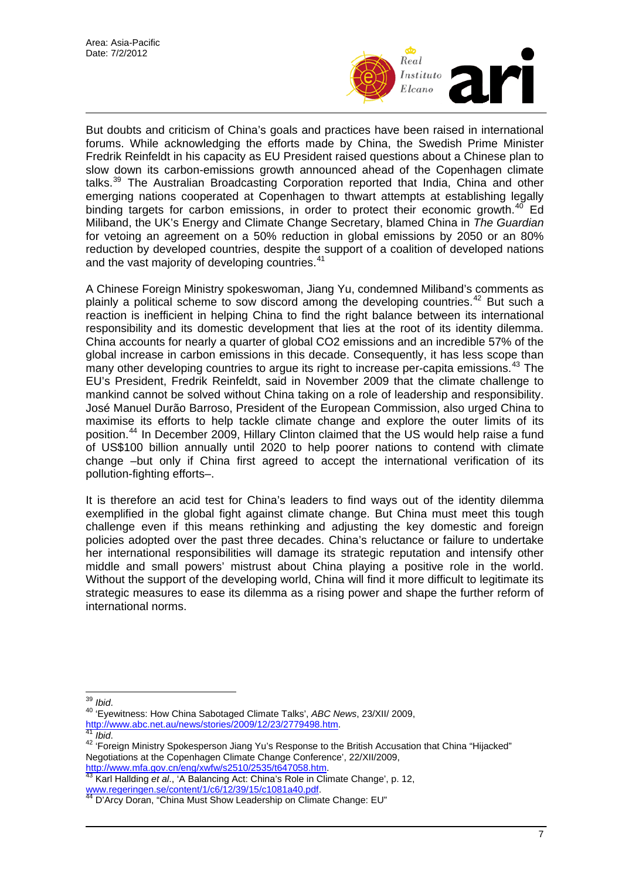But doubts and criticism of China's goals and practices have been raised in international forums. While acknowledging the efforts made by China, the Swedish Prime Minister Fredrik Reinfeldt in his capacity as EU President raised questions about a Chinese plan to slow down its carbon-emissions growth announced ahead of the Copenhagen climate talks.[39] The Australian Broadcasting Corporation reported that India, China and other emerging nations cooperated at Copenhagen to thwart attempts at establishing legally binding targets for carbon emissions, in order to protect their economic growth.[40] Ed Miliband, the UK's Energy and Climate Change Secretary, blamed China in *The Guardian* for vetoing an agreement on a 50% reduction in global emissions by 2050 or an 80% reduction by developed countries, despite the support of a coalition of developed nations and the vast majority of developing countries.[41]

A Chinese Foreign Ministry spokeswoman, Jiang Yu, condemned Miliband's comments as plainly a political scheme to sow discord among the developing countries.[42] But such a reaction is inefficient in helping China to find the right balance between its international responsibility and its domestic development that lies at the root of its identity dilemma. China accounts for nearly a quarter of global CO2 emissions and an incredible 57% of the global increase in carbon emissions in this decade. Consequently, it has less scope than many other developing countries to argue its right to increase per-capita emissions.[43] The EU's President, Fredrik Reinfeldt, said in November 2009 that the climate challenge to mankind cannot be solved without China taking on a role of leadership and responsibility. José Manuel Durão Barroso, President of the European Commission, also urged China to maximise its efforts to help tackle climate change and explore the outer limits of its position.[44] In December 2009, Hillary Clinton claimed that the US would help raise a fund of US$100 billion annually until 2020 to help poorer nations to contend with climate change –but only if China first agreed to accept the international verification of its pollution-fighting efforts–.

It is therefore an acid test for China's leaders to find ways out of the identity dilemma exemplified in the global fight against climate change. But China must meet this tough challenge even if this means rethinking and adjusting the key domestic and foreign policies adopted over the past three decades. China's reluctance or failure to undertake her international responsibilities will damage its strategic reputation and intensify other middle and small powers' mistrust about China playing a positive role in the world. Without the support of the developing world, China will find it more difficult to legitimate its strategic measures to ease its dilemma as a rising power and shape the further reform of international norms.

---

[39] *Ibid*.

[40] 'Eyewitness: How China Sabotaged Climate Talks', *ABC News*, 23/XII/ 2009, http://www.abc.net.au/news/stories/2009/12/23/2779498.htm.

[41] *Ibid*.

[42] 'Foreign Ministry Spokesperson Jiang Yu's Response to the British Accusation that China "Hijacked" Negotiations at the Copenhagen Climate Change Conference', 22/XII/2009, http://www.mfa.gov.cn/eng/xwfw/s2510/2535/t647058.htm.

[43] Karl Hallding *et al*., 'A Balancing Act: China's Role in Climate Change', p. 12, www.regeringen.se/content/1/c6/12/39/15/c1081a40.pdf.

[44] D'Arcy Doran, "China Must Show Leadership on Climate Change: EU"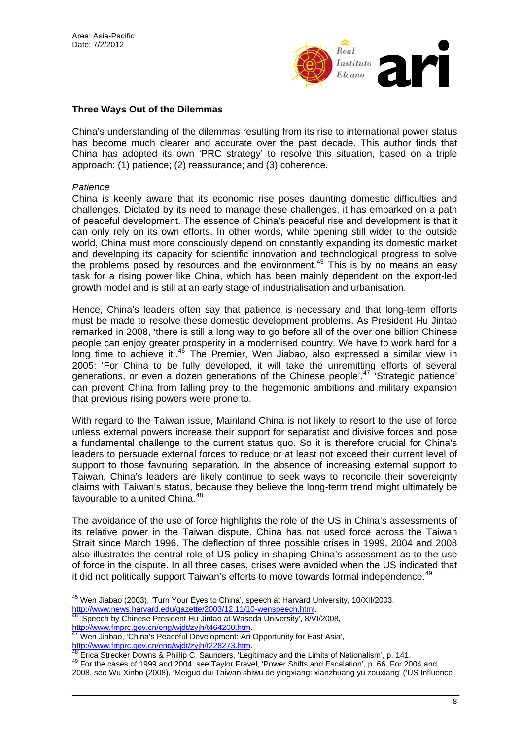**Three Ways Out of the Dilemmas**

China's understanding of the dilemmas resulting from its rise to international power status has become much clearer and accurate over the past decade. This author finds that China has adopted its own 'PRC strategy' to resolve this situation, based on a triple approach: (1) patience; (2) reassurance; and (3) coherence.

*Patience*

China is keenly aware that its economic rise poses daunting domestic difficulties and challenges. Dictated by its need to manage these challenges, it has embarked on a path of peaceful development. The essence of China's peaceful rise and development is that it can only rely on its own efforts. In other words, while opening still wider to the outside world, China must more consciously depend on constantly expanding its domestic market and developing its capacity for scientific innovation and technological progress to solve the problems posed by resources and the environment.[45] This is by no means an easy task for a rising power like China, which has been mainly dependent on the export-led growth model and is still at an early stage of industrialisation and urbanisation.

Hence, China's leaders often say that patience is necessary and that long-term efforts must be made to resolve these domestic development problems. As President Hu Jintao remarked in 2008, 'there is still a long way to go before all of the over one billion Chinese people can enjoy greater prosperity in a modernised country. We have to work hard for a long time to achieve it'.[46] The Premier, Wen Jiabao, also expressed a similar view in 2005: 'For China to be fully developed, it will take the unremitting efforts of several generations, or even a dozen generations of the Chinese people'.[47] 'Strategic patience' can prevent China from falling prey to the hegemonic ambitions and military expansion that previous rising powers were prone to.

With regard to the Taiwan issue, Mainland China is not likely to resort to the use of force unless external powers increase their support for separatist and divisive forces and pose a fundamental challenge to the current status quo. So it is therefore crucial for China's leaders to persuade external forces to reduce or at least not exceed their current level of support to those favouring separation. In the absence of increasing external support to Taiwan, China's leaders are likely continue to seek ways to reconcile their sovereignty claims with Taiwan's status, because they believe the long-term trend might ultimately be favourable to a united China.[48]

The avoidance of the use of force highlights the role of the US in China's assessments of its relative power in the Taiwan dispute. China has not used force across the Taiwan Strait since March 1996. The deflection of three possible crises in 1999, 2004 and 2008 also illustrates the central role of US policy in shaping China's assessment as to the use of force in the dispute. In all three cases, crises were avoided when the US indicated that it did not politically support Taiwan's efforts to move towards formal independence.[49]

---

[45] Wen Jiabao (2003), 'Turn Your Eyes to China', speech at Harvard University, 10/XII/2003. http://www.news.harvard.edu/gazette/2003/12.11/10-wenspeech.html.

[46] 'Speech by Chinese President Hu Jintao at Waseda University', 8/VI/2008, http://www.fmprc.gov.cn/eng/wjdt/zyjh/t464200.htm.

[47] Wen Jiabao, 'China's Peaceful Development: An Opportunity for East Asia', http://www.fmprc.gov.cn/eng/wjdt/zyjh/t228273.htm.

[48] Erica Strecker Downs & Phillip C. Saunders, 'Legitimacy and the Limits of Nationalism', p. 141.

[49] For the cases of 1999 and 2004, see Taylor Fravel, 'Power Shifts and Escalation', p. 66. For 2004 and 2008, see Wu Xinbo (2008), 'Meiguo dui Taiwan shiwu de yingxiang: xianzhuang yu zouxiang' ('US Influence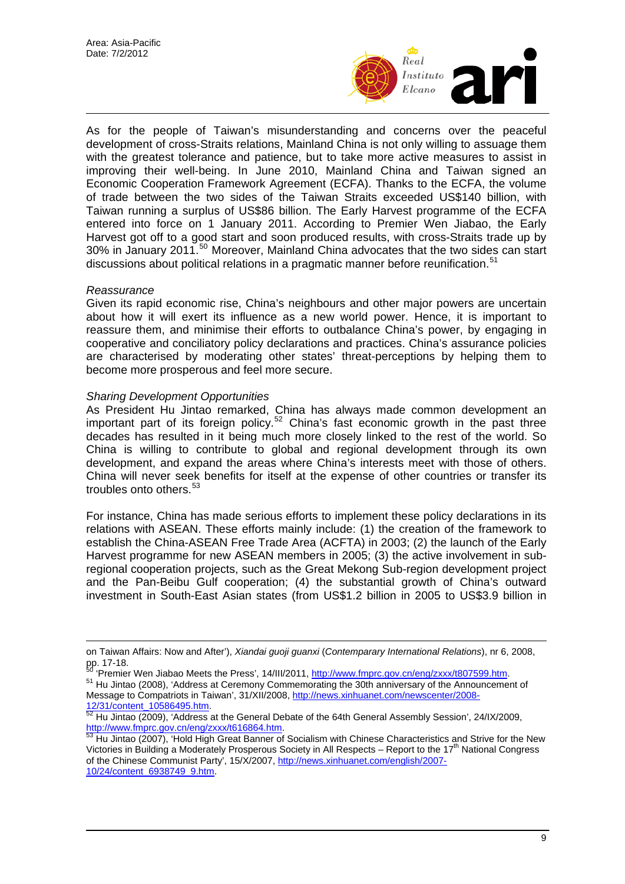As for the people of Taiwan's misunderstanding and concerns over the peaceful development of cross-Straits relations, Mainland China is not only willing to assuage them with the greatest tolerance and patience, but to take more active measures to assist in improving their well-being. In June 2010, Mainland China and Taiwan signed an Economic Cooperation Framework Agreement (ECFA). Thanks to the ECFA, the volume of trade between the two sides of the Taiwan Straits exceeded US$140 billion, with Taiwan running a surplus of US$86 billion. The Early Harvest programme of the ECFA entered into force on 1 January 2011. According to Premier Wen Jiabao, the Early Harvest got off to a good start and soon produced results, with cross-Straits trade up by 30% in January 2011.[50] Moreover, Mainland China advocates that the two sides can start discussions about political relations in a pragmatic manner before reunification.[51]

*Reassurance*

Given its rapid economic rise, China's neighbours and other major powers are uncertain about how it will exert its influence as a new world power. Hence, it is important to reassure them, and minimise their efforts to outbalance China's power, by engaging in cooperative and conciliatory policy declarations and practices. China's assurance policies are characterised by moderating other states' threat-perceptions by helping them to become more prosperous and feel more secure.

*Sharing Development Opportunities*

As President Hu Jintao remarked, China has always made common development an important part of its foreign policy.[52] China's fast economic growth in the past three decades has resulted in it being much more closely linked to the rest of the world. So China is willing to contribute to global and regional development through its own development, and expand the areas where China's interests meet with those of others. China will never seek benefits for itself at the expense of other countries or transfer its troubles onto others.[53]

For instance, China has made serious efforts to implement these policy declarations in its relations with ASEAN. These efforts mainly include: (1) the creation of the framework to establish the China-ASEAN Free Trade Area (ACFTA) in 2003; (2) the launch of the Early Harvest programme for new ASEAN members in 2005; (3) the active involvement in sub-regional cooperation projects, such as the Great Mekong Sub-region development project and the Pan-Beibu Gulf cooperation; (4) the substantial growth of China's outward investment in South-East Asian states (from US$1.2 billion in 2005 to US$3.9 billion in

---

on Taiwan Affairs: Now and After'), *Xiandai guoji guanxi* (*Contemparary International Relations*), nr 6, 2008, pp. 17-18.

[50] 'Premier Wen Jiabao Meets the Press', 14/III/2011, http://www.fmprc.gov.cn/eng/zxxx/t807599.htm.

[51] Hu Jintao (2008), 'Address at Ceremony Commemorating the 30th anniversary of the Announcement of Message to Compatriots in Taiwan', 31/XII/2008, http://news.xinhuanet.com/newscenter/2008-12/31/content_10586495.htm.

[52] Hu Jintao (2009), 'Address at the General Debate of the 64th General Assembly Session', 24/IX/2009, http://www.fmprc.gov.cn/eng/zxxx/t616864.htm.

[53] Hu Jintao (2007), 'Hold High Great Banner of Socialism with Chinese Characteristics and Strive for the New Victories in Building a Moderately Prosperous Society in All Respects – Report to the 17th National Congress of the Chinese Communist Party', 15/X/2007, http://news.xinhuanet.com/english/2007-10/24/content_6938749_9.htm.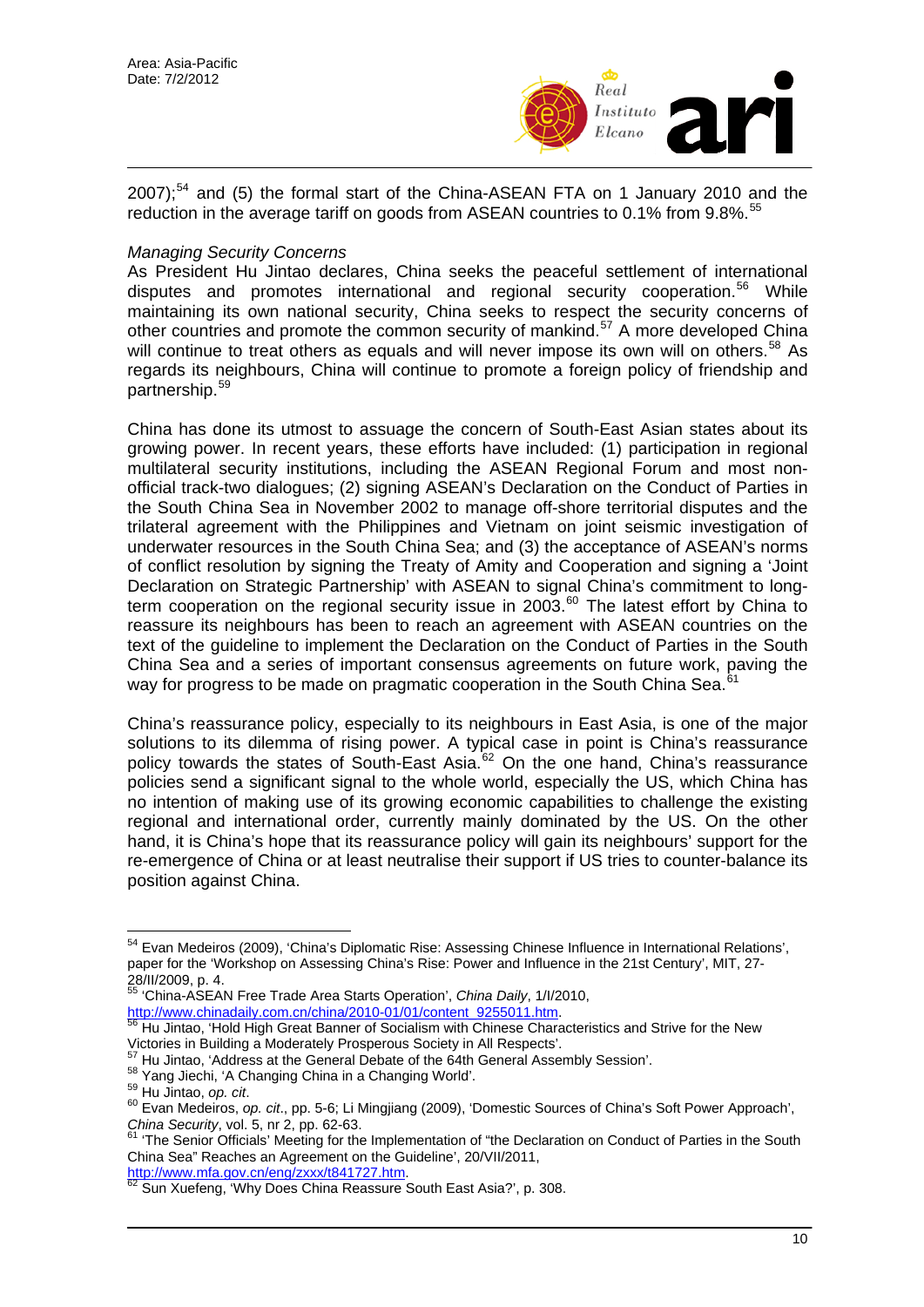2007);[54] and (5) the formal start of the China-ASEAN FTA on 1 January 2010 and the reduction in the average tariff on goods from ASEAN countries to 0.1% from 9.8%.[55]

*Managing Security Concerns*

As President Hu Jintao declares, China seeks the peaceful settlement of international disputes and promotes international and regional security cooperation.[56] While maintaining its own national security, China seeks to respect the security concerns of other countries and promote the common security of mankind.[57] A more developed China will continue to treat others as equals and will never impose its own will on others.[58] As regards its neighbours, China will continue to promote a foreign policy of friendship and partnership.[59]

China has done its utmost to assuage the concern of South-East Asian states about its growing power. In recent years, these efforts have included: (1) participation in regional multilateral security institutions, including the ASEAN Regional Forum and most non-official track-two dialogues; (2) signing ASEAN's Declaration on the Conduct of Parties in the South China Sea in November 2002 to manage off-shore territorial disputes and the trilateral agreement with the Philippines and Vietnam on joint seismic investigation of underwater resources in the South China Sea; and (3) the acceptance of ASEAN's norms of conflict resolution by signing the Treaty of Amity and Cooperation and signing a 'Joint Declaration on Strategic Partnership' with ASEAN to signal China's commitment to long-term cooperation on the regional security issue in 2003.[60] The latest effort by China to reassure its neighbours has been to reach an agreement with ASEAN countries on the text of the guideline to implement the Declaration on the Conduct of Parties in the South China Sea and a series of important consensus agreements on future work, paving the way for progress to be made on pragmatic cooperation in the South China Sea.[61]

China's reassurance policy, especially to its neighbours in East Asia, is one of the major solutions to its dilemma of rising power. A typical case in point is China's reassurance policy towards the states of South-East Asia.[62] On the one hand, China's reassurance policies send a significant signal to the whole world, especially the US, which China has no intention of making use of its growing economic capabilities to challenge the existing regional and international order, currently mainly dominated by the US. On the other hand, it is China's hope that its reassurance policy will gain its neighbours' support for the re-emergence of China or at least neutralise their support if US tries to counter-balance its position against China.

---

[54] Evan Medeiros (2009), 'China's Diplomatic Rise: Assessing Chinese Influence in International Relations', paper for the 'Workshop on Assessing China's Rise: Power and Influence in the 21st Century', MIT, 27-28/II/2009, p. 4.

[55] 'China-ASEAN Free Trade Area Starts Operation', *China Daily*, 1/I/2010, http://www.chinadaily.com.cn/china/2010-01/01/content_9255011.htm.

[56] Hu Jintao, 'Hold High Great Banner of Socialism with Chinese Characteristics and Strive for the New Victories in Building a Moderately Prosperous Society in All Respects'.

[57] Hu Jintao, 'Address at the General Debate of the 64th General Assembly Session'.

[58] Yang Jiechi, 'A Changing China in a Changing World'.

[59] Hu Jintao, *op. cit*.

[60] Evan Medeiros, *op. cit*., pp. 5-6; Li Mingjiang (2009), 'Domestic Sources of China's Soft Power Approach', *China Security*, vol. 5, nr 2, pp. 62-63.

[61] 'The Senior Officials' Meeting for the Implementation of "the Declaration on Conduct of Parties in the South China Sea" Reaches an Agreement on the Guideline', 20/VII/2011, http://www.mfa.gov.cn/eng/zxxx/t841727.htm.

[62] Sun Xuefeng, 'Why Does China Reassure South East Asia?', p. 308.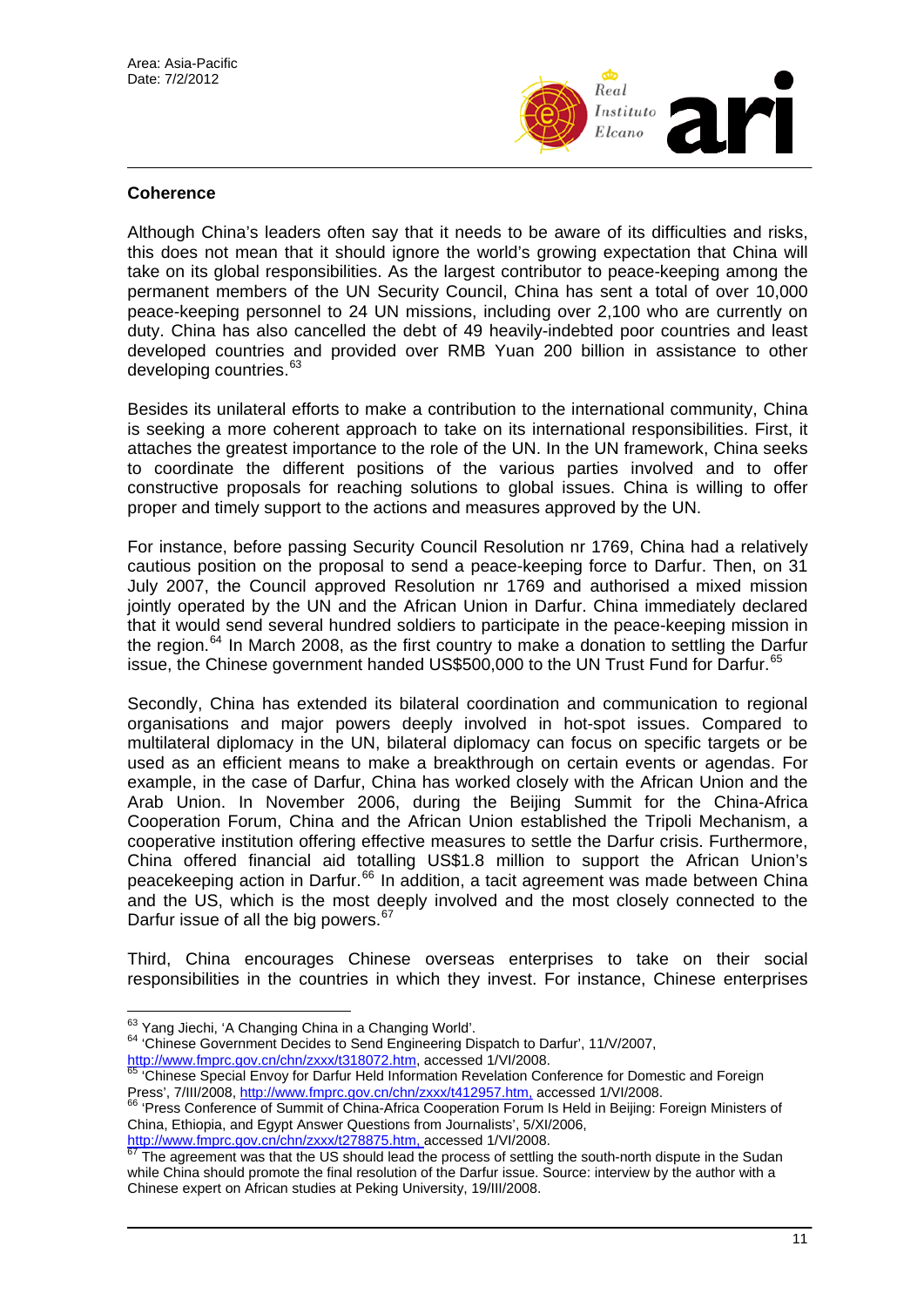### Coherence

Although China's leaders often say that it needs to be aware of its difficulties and risks, this does not mean that it should ignore the world's growing expectation that China will take on its global responsibilities. As the largest contributor to peace-keeping among the permanent members of the UN Security Council, China has sent a total of over 10,000 peace-keeping personnel to 24 UN missions, including over 2,100 who are currently on duty. China has also cancelled the debt of 49 heavily-indebted poor countries and least developed countries and provided over RMB Yuan 200 billion in assistance to other developing countries.[63]

Besides its unilateral efforts to make a contribution to the international community, China is seeking a more coherent approach to take on its international responsibilities. First, it attaches the greatest importance to the role of the UN. In the UN framework, China seeks to coordinate the different positions of the various parties involved and to offer constructive proposals for reaching solutions to global issues. China is willing to offer proper and timely support to the actions and measures approved by the UN.

For instance, before passing Security Council Resolution nr 1769, China had a relatively cautious position on the proposal to send a peace-keeping force to Darfur. Then, on 31 July 2007, the Council approved Resolution nr 1769 and authorised a mixed mission jointly operated by the UN and the African Union in Darfur. China immediately declared that it would send several hundred soldiers to participate in the peace-keeping mission in the region.[64] In March 2008, as the first country to make a donation to settling the Darfur issue, the Chinese government handed US$500,000 to the UN Trust Fund for Darfur.[65]

Secondly, China has extended its bilateral coordination and communication to regional organisations and major powers deeply involved in hot-spot issues. Compared to multilateral diplomacy in the UN, bilateral diplomacy can focus on specific targets or be used as an efficient means to make a breakthrough on certain events or agendas. For example, in the case of Darfur, China has worked closely with the African Union and the Arab Union. In November 2006, during the Beijing Summit for the China-Africa Cooperation Forum, China and the African Union established the Tripoli Mechanism, a cooperative institution offering effective measures to settle the Darfur crisis. Furthermore, China offered financial aid totalling US$1.8 million to support the African Union's peacekeeping action in Darfur.[66] In addition, a tacit agreement was made between China and the US, which is the most deeply involved and the most closely connected to the Darfur issue of all the big powers.[67]

Third, China encourages Chinese overseas enterprises to take on their social responsibilities in the countries in which they invest. For instance, Chinese enterprises

---

[63] Yang Jiechi, 'A Changing China in a Changing World'.

[64] 'Chinese Government Decides to Send Engineering Dispatch to Darfur', 11/V/2007, http://www.fmprc.gov.cn/chn/zxxx/t318072.htm, accessed 1/VI/2008.

[65] 'Chinese Special Envoy for Darfur Held Information Revelation Conference for Domestic and Foreign Press', 7/III/2008, http://www.fmprc.gov.cn/chn/zxxx/t412957.htm, accessed 1/VI/2008.

[66] 'Press Conference of Summit of China-Africa Cooperation Forum Is Held in Beijing: Foreign Ministers of China, Ethiopia, and Egypt Answer Questions from Journalists', 5/XI/2006, http://www.fmprc.gov.cn/chn/zxxx/t278875.htm, accessed 1/VI/2008.

[67] The agreement was that the US should lead the process of settling the south-north dispute in the Sudan while China should promote the final resolution of the Darfur issue. Source: interview by the author with a Chinese expert on African studies at Peking University, 19/III/2008.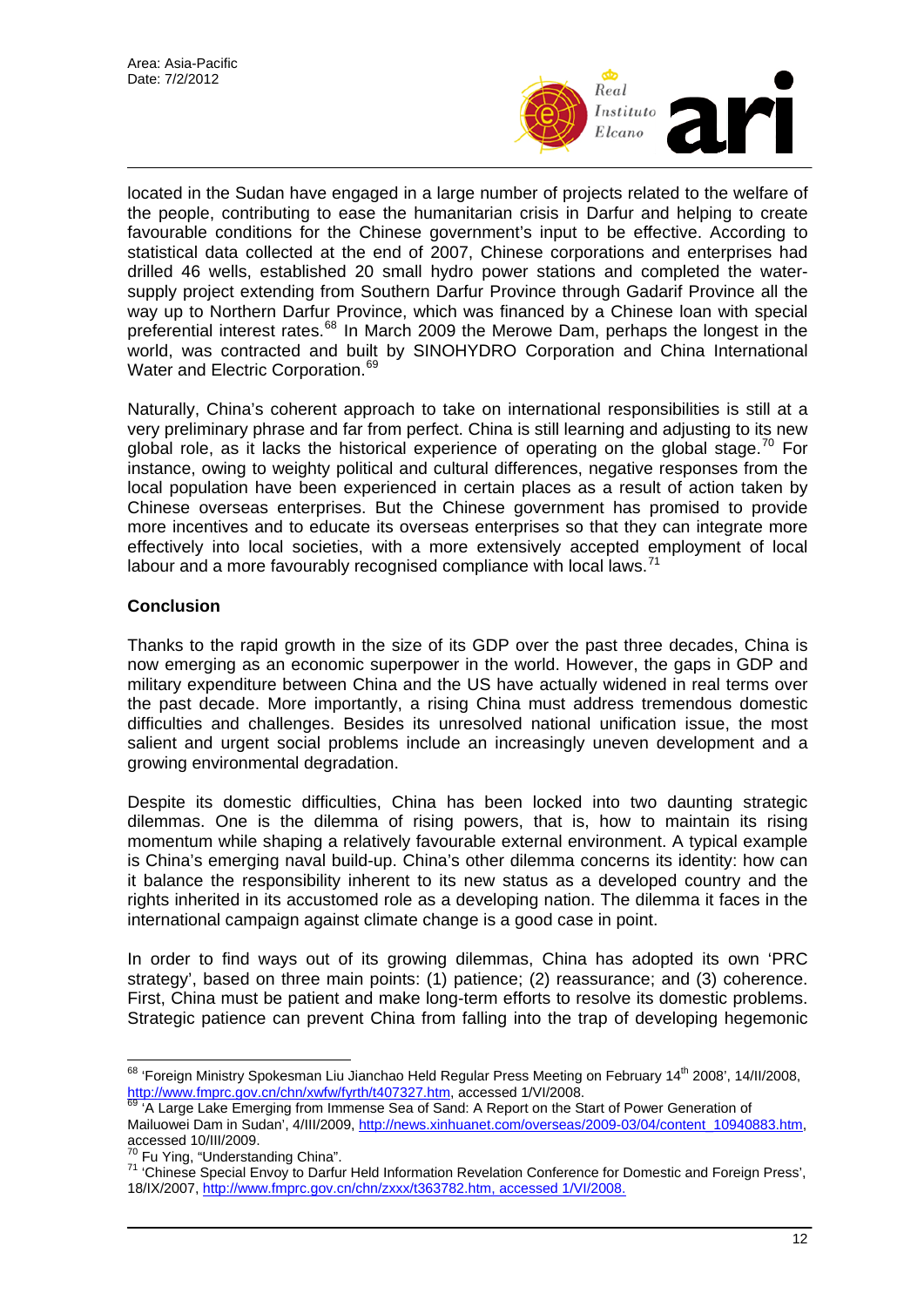located in the Sudan have engaged in a large number of projects related to the welfare of the people, contributing to ease the humanitarian crisis in Darfur and helping to create favourable conditions for the Chinese government's input to be effective. According to statistical data collected at the end of 2007, Chinese corporations and enterprises had drilled 46 wells, established 20 small hydro power stations and completed the water-supply project extending from Southern Darfur Province through Gadarif Province all the way up to Northern Darfur Province, which was financed by a Chinese loan with special preferential interest rates.[68] In March 2009 the Merowe Dam, perhaps the longest in the world, was contracted and built by SINOHYDRO Corporation and China International Water and Electric Corporation.[69]

Naturally, China's coherent approach to take on international responsibilities is still at a very preliminary phrase and far from perfect. China is still learning and adjusting to its new global role, as it lacks the historical experience of operating on the global stage.[70] For instance, owing to weighty political and cultural differences, negative responses from the local population have been experienced in certain places as a result of action taken by Chinese overseas enterprises. But the Chinese government has promised to provide more incentives and to educate its overseas enterprises so that they can integrate more effectively into local societies, with a more extensively accepted employment of local labour and a more favourably recognised compliance with local laws.[71]

## Conclusion

Thanks to the rapid growth in the size of its GDP over the past three decades, China is now emerging as an economic superpower in the world. However, the gaps in GDP and military expenditure between China and the US have actually widened in real terms over the past decade. More importantly, a rising China must address tremendous domestic difficulties and challenges. Besides its unresolved national unification issue, the most salient and urgent social problems include an increasingly uneven development and a growing environmental degradation.

Despite its domestic difficulties, China has been locked into two daunting strategic dilemmas. One is the dilemma of rising powers, that is, how to maintain its rising momentum while shaping a relatively favourable external environment. A typical example is China's emerging naval build-up. China's other dilemma concerns its identity: how can it balance the responsibility inherent to its new status as a developed country and the rights inherited in its accustomed role as a developing nation. The dilemma it faces in the international campaign against climate change is a good case in point.

In order to find ways out of its growing dilemmas, China has adopted its own 'PRC strategy', based on three main points: (1) patience; (2) reassurance; and (3) coherence. First, China must be patient and make long-term efforts to resolve its domestic problems. Strategic patience can prevent China from falling into the trap of developing hegemonic

---

[68] 'Foreign Ministry Spokesman Liu Jianchao Held Regular Press Meeting on February 14th 2008', 14/II/2008, http://www.fmprc.gov.cn/chn/xwfw/fyrth/t407327.htm, accessed 1/VI/2008.

[69] 'A Large Lake Emerging from Immense Sea of Sand: A Report on the Start of Power Generation of Mailuowei Dam in Sudan', 4/III/2009, http://news.xinhuanet.com/overseas/2009-03/04/content_10940883.htm, accessed 10/III/2009.

[70] Fu Ying, "Understanding China".

[71] 'Chinese Special Envoy to Darfur Held Information Revelation Conference for Domestic and Foreign Press', 18/IX/2007, http://www.fmprc.gov.cn/chn/zxxx/t363782.htm, accessed 1/VI/2008.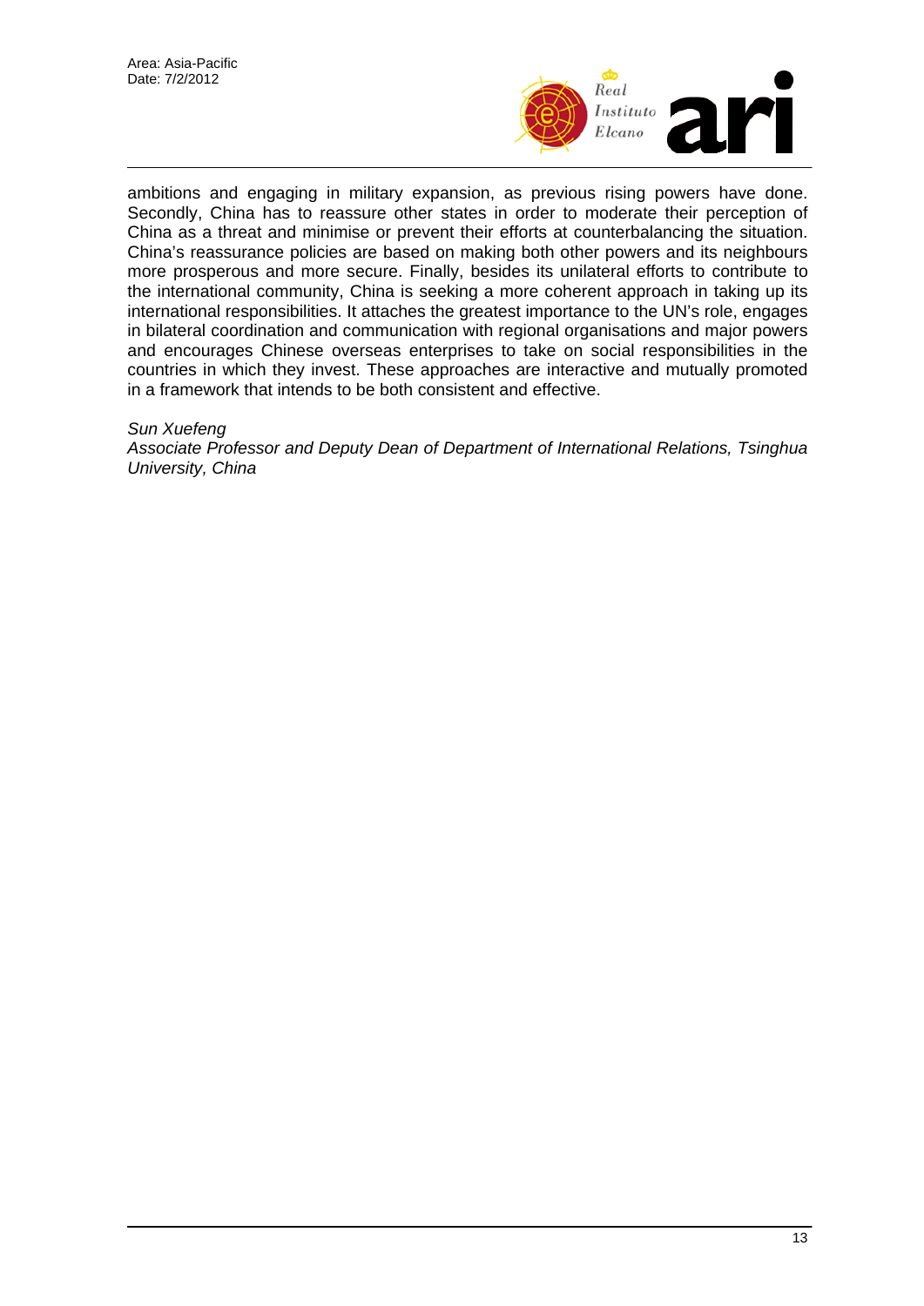ambitions and engaging in military expansion, as previous rising powers have done. Secondly, China has to reassure other states in order to moderate their perception of China as a threat and minimise or prevent their efforts at counterbalancing the situation. China's reassurance policies are based on making both other powers and its neighbours more prosperous and more secure. Finally, besides its unilateral efforts to contribute to the international community, China is seeking a more coherent approach in taking up its international responsibilities. It attaches the greatest importance to the UN's role, engages in bilateral coordination and communication with regional organisations and major powers and encourages Chinese overseas enterprises to take on social responsibilities in the countries in which they invest. These approaches are interactive and mutually promoted in a framework that intends to be both consistent and effective.

*Sun Xuefeng*
*Associate Professor and Deputy Dean of Department of International Relations, Tsinghua University, China*